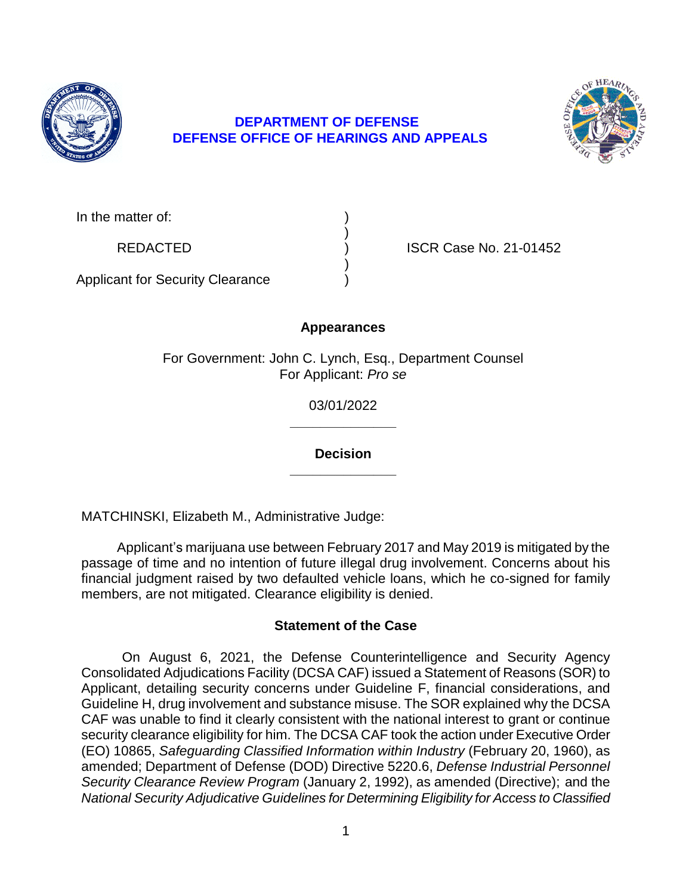**DEPARTMENT OF DEFENSE**
**DEFENSE OFFICE OF HEARINGS AND APPEALS**

| | | |
|---|---|---|
| In the matter of: | ) | |
| | ) | |
| REDACTED | ) | ISCR Case No. 21-01452 |
| | ) | |
| Applicant for Security Clearance | ) | |

**Appearances**

For Government: John C. Lynch, Esq., Department Counsel
For Applicant: *Pro se*

03/01/2022

______________

**Decision**

______________

MATCHINSKI, Elizabeth M., Administrative Judge:

Applicant's marijuana use between February 2017 and May 2019 is mitigated by the passage of time and no intention of future illegal drug involvement. Concerns about his financial judgment raised by two defaulted vehicle loans, which he co-signed for family members, are not mitigated. Clearance eligibility is denied.

## Statement of the Case

On August 6, 2021, the Defense Counterintelligence and Security Agency Consolidated Adjudications Facility (DCSA CAF) issued a Statement of Reasons (SOR) to Applicant, detailing security concerns under Guideline F, financial considerations, and Guideline H, drug involvement and substance misuse. The SOR explained why the DCSA CAF was unable to find it clearly consistent with the national interest to grant or continue security clearance eligibility for him. The DCSA CAF took the action under Executive Order (EO) 10865, *Safeguarding Classified Information within Industry* (February 20, 1960), as amended; Department of Defense (DOD) Directive 5220.6, *Defense Industrial Personnel Security Clearance Review Program* (January 2, 1992), as amended (Directive); and the *National Security Adjudicative Guidelines for Determining Eligibility for Access to Classified*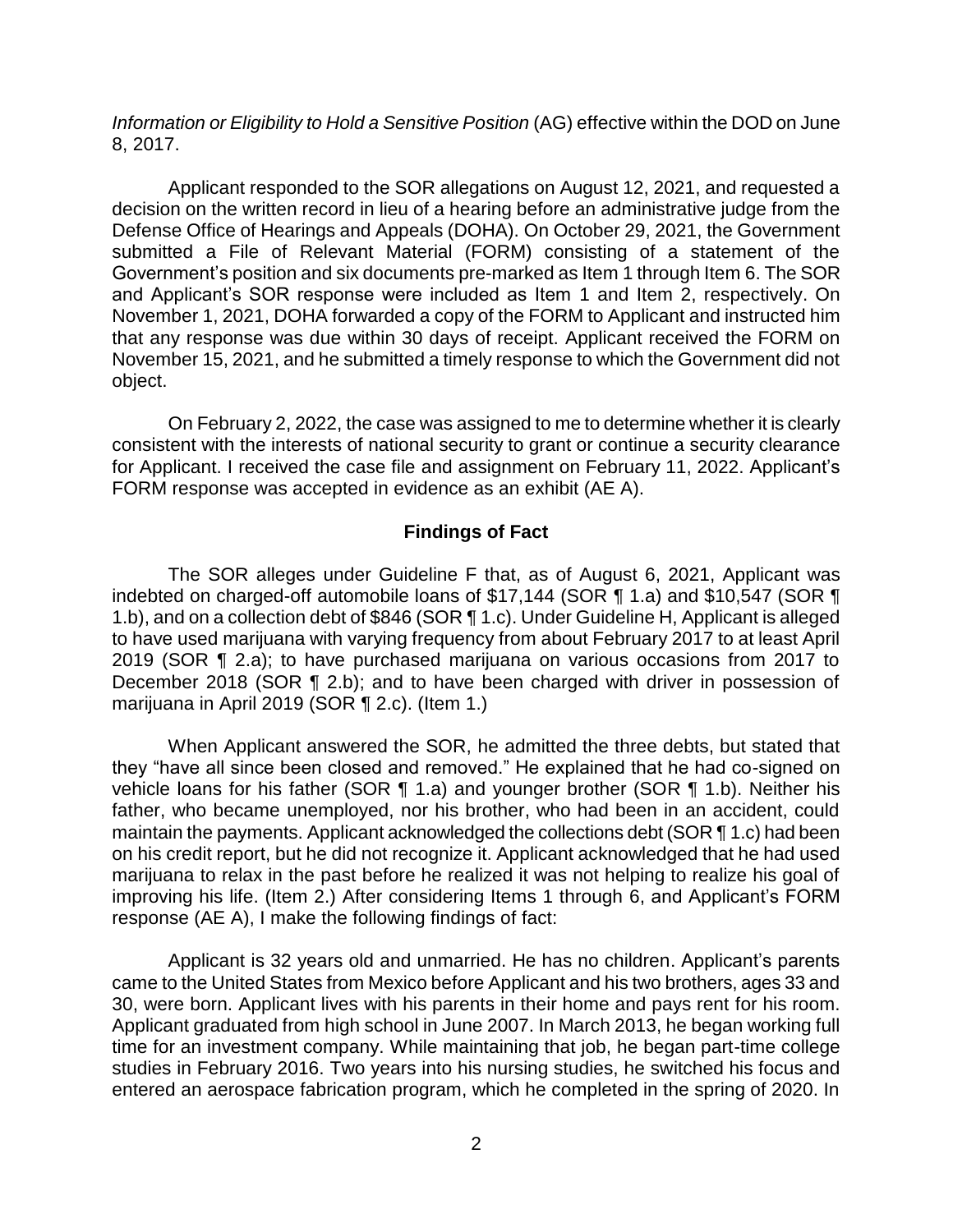*Information or Eligibility to Hold a Sensitive Position* (AG) effective within the DOD on June 8, 2017.

Applicant responded to the SOR allegations on August 12, 2021, and requested a decision on the written record in lieu of a hearing before an administrative judge from the Defense Office of Hearings and Appeals (DOHA). On October 29, 2021, the Government submitted a File of Relevant Material (FORM) consisting of a statement of the Government's position and six documents pre-marked as Item 1 through Item 6. The SOR and Applicant's SOR response were included as Item 1 and Item 2, respectively. On November 1, 2021, DOHA forwarded a copy of the FORM to Applicant and instructed him that any response was due within 30 days of receipt. Applicant received the FORM on November 15, 2021, and he submitted a timely response to which the Government did not object.

On February 2, 2022, the case was assigned to me to determine whether it is clearly consistent with the interests of national security to grant or continue a security clearance for Applicant. I received the case file and assignment on February 11, 2022. Applicant's FORM response was accepted in evidence as an exhibit (AE A).

## Findings of Fact

The SOR alleges under Guideline F that, as of August 6, 2021, Applicant was indebted on charged-off automobile loans of $17,144 (SOR ¶ 1.a) and $10,547 (SOR ¶ 1.b), and on a collection debt of $846 (SOR ¶ 1.c). Under Guideline H, Applicant is alleged to have used marijuana with varying frequency from about February 2017 to at least April 2019 (SOR ¶ 2.a); to have purchased marijuana on various occasions from 2017 to December 2018 (SOR ¶ 2.b); and to have been charged with driver in possession of marijuana in April 2019 (SOR ¶ 2.c). (Item 1.)

When Applicant answered the SOR, he admitted the three debts, but stated that they "have all since been closed and removed." He explained that he had co-signed on vehicle loans for his father (SOR ¶ 1.a) and younger brother (SOR ¶ 1.b). Neither his father, who became unemployed, nor his brother, who had been in an accident, could maintain the payments. Applicant acknowledged the collections debt (SOR ¶ 1.c) had been on his credit report, but he did not recognize it. Applicant acknowledged that he had used marijuana to relax in the past before he realized it was not helping to realize his goal of improving his life. (Item 2.) After considering Items 1 through 6, and Applicant's FORM response (AE A), I make the following findings of fact:

Applicant is 32 years old and unmarried. He has no children. Applicant's parents came to the United States from Mexico before Applicant and his two brothers, ages 33 and 30, were born. Applicant lives with his parents in their home and pays rent for his room. Applicant graduated from high school in June 2007. In March 2013, he began working full time for an investment company. While maintaining that job, he began part-time college studies in February 2016. Two years into his nursing studies, he switched his focus and entered an aerospace fabrication program, which he completed in the spring of 2020. In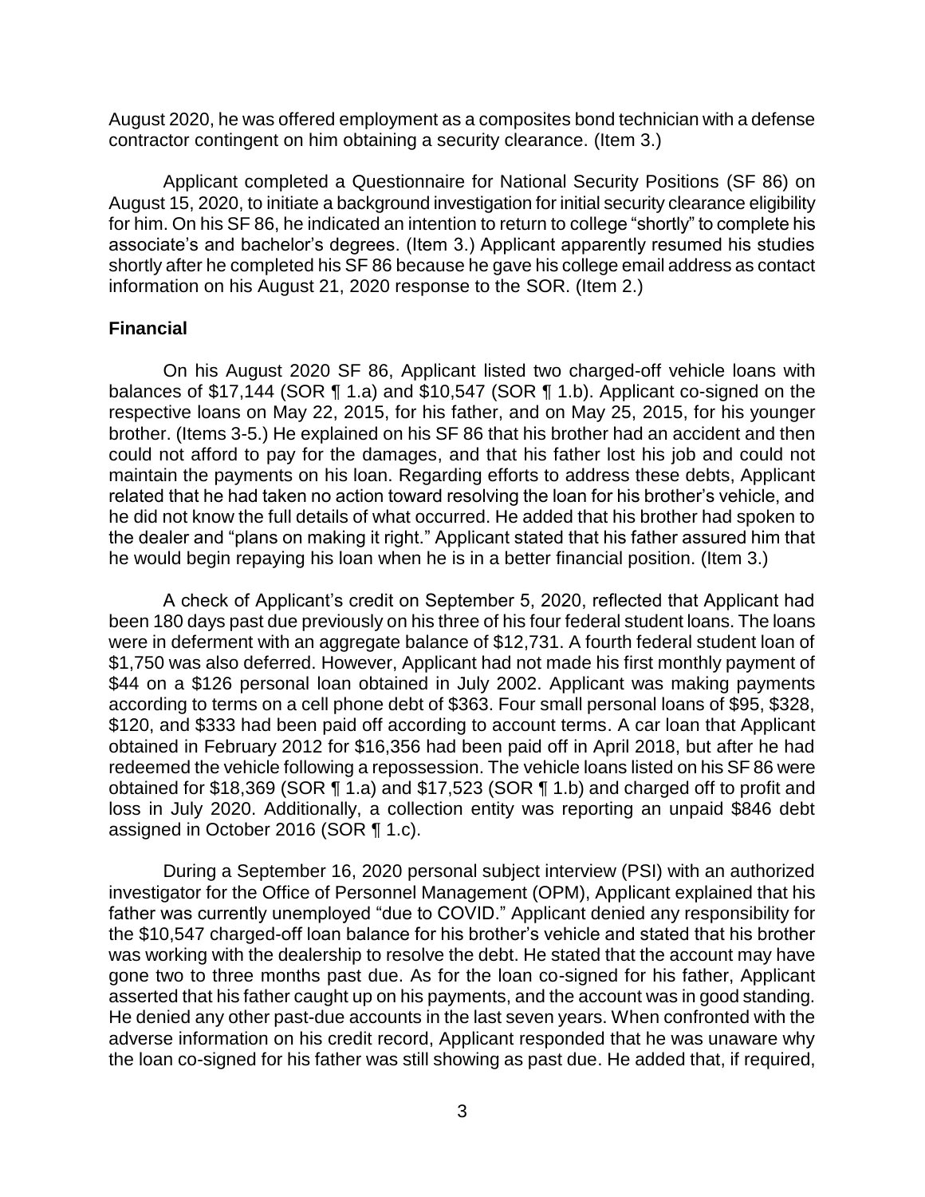August 2020, he was offered employment as a composites bond technician with a defense contractor contingent on him obtaining a security clearance. (Item 3.)

Applicant completed a Questionnaire for National Security Positions (SF 86) on August 15, 2020, to initiate a background investigation for initial security clearance eligibility for him. On his SF 86, he indicated an intention to return to college "shortly" to complete his associate's and bachelor's degrees. (Item 3.) Applicant apparently resumed his studies shortly after he completed his SF 86 because he gave his college email address as contact information on his August 21, 2020 response to the SOR. (Item 2.)

## Financial

On his August 2020 SF 86, Applicant listed two charged-off vehicle loans with balances of $17,144 (SOR ¶ 1.a) and $10,547 (SOR ¶ 1.b). Applicant co-signed on the respective loans on May 22, 2015, for his father, and on May 25, 2015, for his younger brother. (Items 3-5.) He explained on his SF 86 that his brother had an accident and then could not afford to pay for the damages, and that his father lost his job and could not maintain the payments on his loan. Regarding efforts to address these debts, Applicant related that he had taken no action toward resolving the loan for his brother's vehicle, and he did not know the full details of what occurred. He added that his brother had spoken to the dealer and "plans on making it right." Applicant stated that his father assured him that he would begin repaying his loan when he is in a better financial position. (Item 3.)

A check of Applicant's credit on September 5, 2020, reflected that Applicant had been 180 days past due previously on his three of his four federal student loans. The loans were in deferment with an aggregate balance of $12,731. A fourth federal student loan of $1,750 was also deferred. However, Applicant had not made his first monthly payment of $44 on a $126 personal loan obtained in July 2002. Applicant was making payments according to terms on a cell phone debt of $363. Four small personal loans of $95, $328, $120, and $333 had been paid off according to account terms. A car loan that Applicant obtained in February 2012 for $16,356 had been paid off in April 2018, but after he had redeemed the vehicle following a repossession. The vehicle loans listed on his SF 86 were obtained for $18,369 (SOR ¶ 1.a) and $17,523 (SOR ¶ 1.b) and charged off to profit and loss in July 2020. Additionally, a collection entity was reporting an unpaid $846 debt assigned in October 2016 (SOR ¶ 1.c).

During a September 16, 2020 personal subject interview (PSI) with an authorized investigator for the Office of Personnel Management (OPM), Applicant explained that his father was currently unemployed "due to COVID." Applicant denied any responsibility for the $10,547 charged-off loan balance for his brother's vehicle and stated that his brother was working with the dealership to resolve the debt. He stated that the account may have gone two to three months past due. As for the loan co-signed for his father, Applicant asserted that his father caught up on his payments, and the account was in good standing. He denied any other past-due accounts in the last seven years. When confronted with the adverse information on his credit record, Applicant responded that he was unaware why the loan co-signed for his father was still showing as past due. He added that, if required,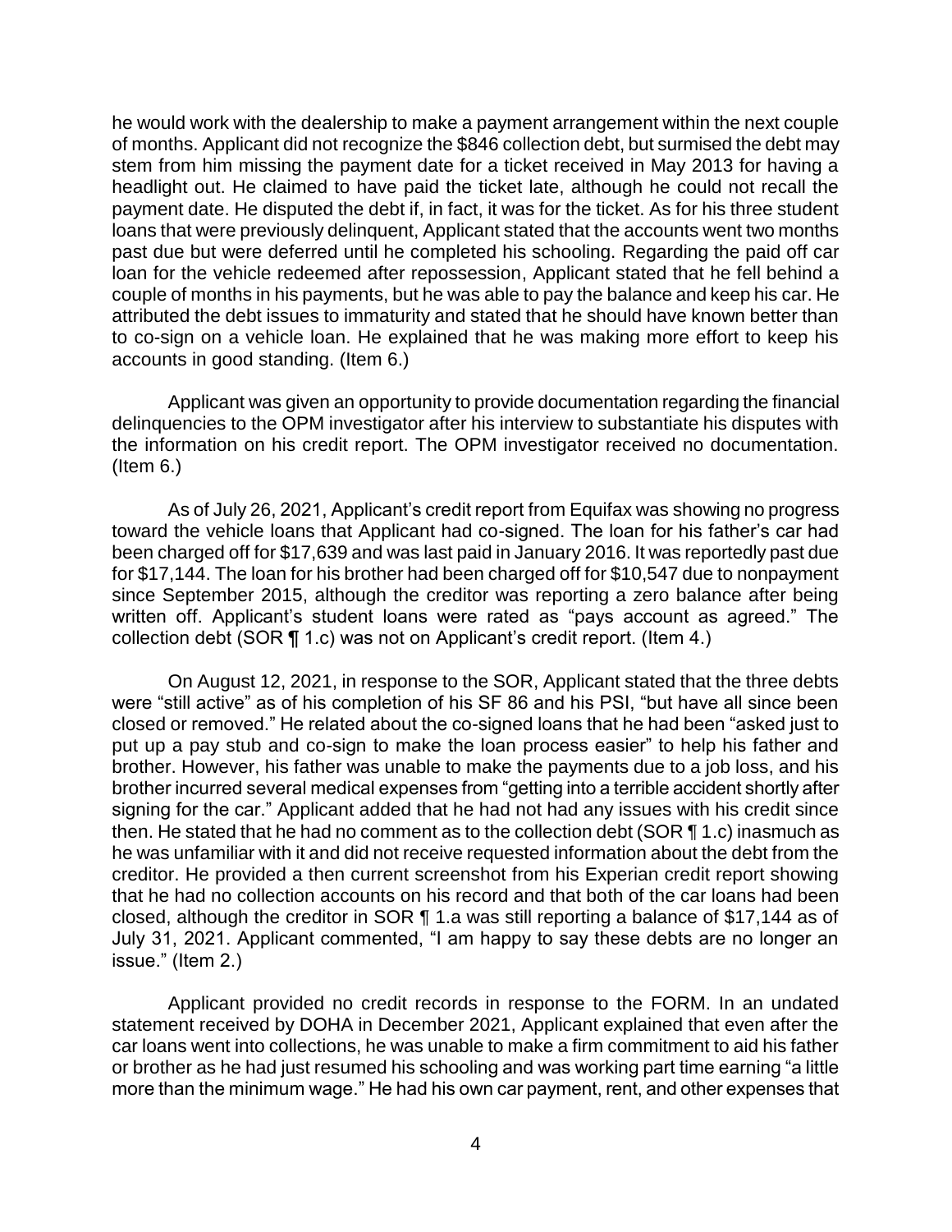he would work with the dealership to make a payment arrangement within the next couple of months. Applicant did not recognize the $846 collection debt, but surmised the debt may stem from him missing the payment date for a ticket received in May 2013 for having a headlight out. He claimed to have paid the ticket late, although he could not recall the payment date. He disputed the debt if, in fact, it was for the ticket. As for his three student loans that were previously delinquent, Applicant stated that the accounts went two months past due but were deferred until he completed his schooling. Regarding the paid off car loan for the vehicle redeemed after repossession, Applicant stated that he fell behind a couple of months in his payments, but he was able to pay the balance and keep his car. He attributed the debt issues to immaturity and stated that he should have known better than to co-sign on a vehicle loan. He explained that he was making more effort to keep his accounts in good standing. (Item 6.)

Applicant was given an opportunity to provide documentation regarding the financial delinquencies to the OPM investigator after his interview to substantiate his disputes with the information on his credit report. The OPM investigator received no documentation. (Item 6.)

As of July 26, 2021, Applicant's credit report from Equifax was showing no progress toward the vehicle loans that Applicant had co-signed. The loan for his father's car had been charged off for $17,639 and was last paid in January 2016. It was reportedly past due for $17,144. The loan for his brother had been charged off for $10,547 due to nonpayment since September 2015, although the creditor was reporting a zero balance after being written off. Applicant's student loans were rated as "pays account as agreed." The collection debt (SOR ¶ 1.c) was not on Applicant's credit report. (Item 4.)

On August 12, 2021, in response to the SOR, Applicant stated that the three debts were "still active" as of his completion of his SF 86 and his PSI, "but have all since been closed or removed." He related about the co-signed loans that he had been "asked just to put up a pay stub and co-sign to make the loan process easier" to help his father and brother. However, his father was unable to make the payments due to a job loss, and his brother incurred several medical expenses from "getting into a terrible accident shortly after signing for the car." Applicant added that he had not had any issues with his credit since then. He stated that he had no comment as to the collection debt (SOR ¶ 1.c) inasmuch as he was unfamiliar with it and did not receive requested information about the debt from the creditor. He provided a then current screenshot from his Experian credit report showing that he had no collection accounts on his record and that both of the car loans had been closed, although the creditor in SOR ¶ 1.a was still reporting a balance of $17,144 as of July 31, 2021. Applicant commented, "I am happy to say these debts are no longer an issue." (Item 2.)

Applicant provided no credit records in response to the FORM. In an undated statement received by DOHA in December 2021, Applicant explained that even after the car loans went into collections, he was unable to make a firm commitment to aid his father or brother as he had just resumed his schooling and was working part time earning "a little more than the minimum wage." He had his own car payment, rent, and other expenses that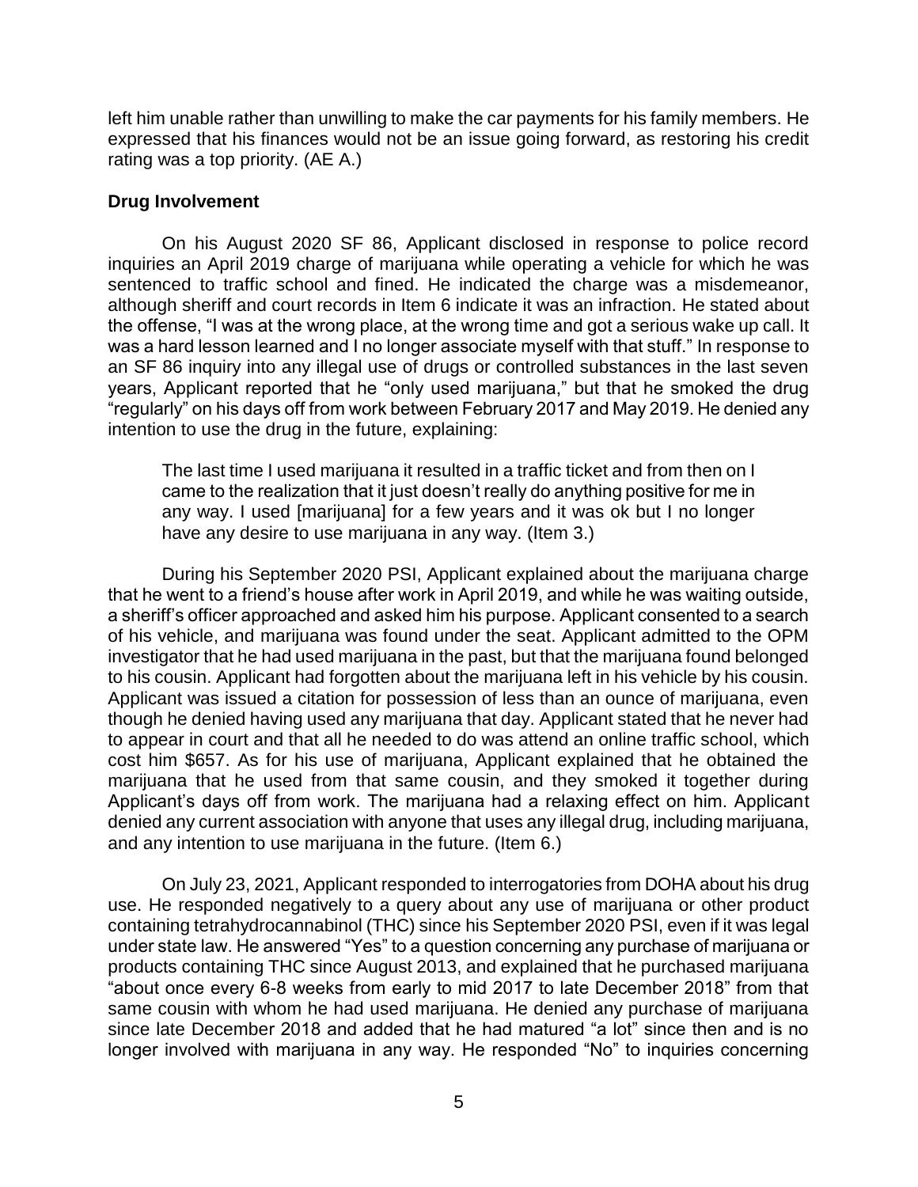left him unable rather than unwilling to make the car payments for his family members. He expressed that his finances would not be an issue going forward, as restoring his credit rating was a top priority. (AE A.)

**Drug Involvement**

On his August 2020 SF 86, Applicant disclosed in response to police record inquiries an April 2019 charge of marijuana while operating a vehicle for which he was sentenced to traffic school and fined. He indicated the charge was a misdemeanor, although sheriff and court records in Item 6 indicate it was an infraction. He stated about the offense, "I was at the wrong place, at the wrong time and got a serious wake up call. It was a hard lesson learned and I no longer associate myself with that stuff." In response to an SF 86 inquiry into any illegal use of drugs or controlled substances in the last seven years, Applicant reported that he "only used marijuana," but that he smoked the drug "regularly" on his days off from work between February 2017 and May 2019. He denied any intention to use the drug in the future, explaining:

> The last time I used marijuana it resulted in a traffic ticket and from then on I came to the realization that it just doesn't really do anything positive for me in any way. I used [marijuana] for a few years and it was ok but I no longer have any desire to use marijuana in any way. (Item 3.)

During his September 2020 PSI, Applicant explained about the marijuana charge that he went to a friend's house after work in April 2019, and while he was waiting outside, a sheriff's officer approached and asked him his purpose. Applicant consented to a search of his vehicle, and marijuana was found under the seat. Applicant admitted to the OPM investigator that he had used marijuana in the past, but that the marijuana found belonged to his cousin. Applicant had forgotten about the marijuana left in his vehicle by his cousin. Applicant was issued a citation for possession of less than an ounce of marijuana, even though he denied having used any marijuana that day. Applicant stated that he never had to appear in court and that all he needed to do was attend an online traffic school, which cost him $657. As for his use of marijuana, Applicant explained that he obtained the marijuana that he used from that same cousin, and they smoked it together during Applicant's days off from work. The marijuana had a relaxing effect on him. Applicant denied any current association with anyone that uses any illegal drug, including marijuana, and any intention to use marijuana in the future. (Item 6.)

On July 23, 2021, Applicant responded to interrogatories from DOHA about his drug use. He responded negatively to a query about any use of marijuana or other product containing tetrahydrocannabinol (THC) since his September 2020 PSI, even if it was legal under state law. He answered "Yes" to a question concerning any purchase of marijuana or products containing THC since August 2013, and explained that he purchased marijuana "about once every 6-8 weeks from early to mid 2017 to late December 2018" from that same cousin with whom he had used marijuana. He denied any purchase of marijuana since late December 2018 and added that he had matured "a lot" since then and is no longer involved with marijuana in any way. He responded "No" to inquiries concerning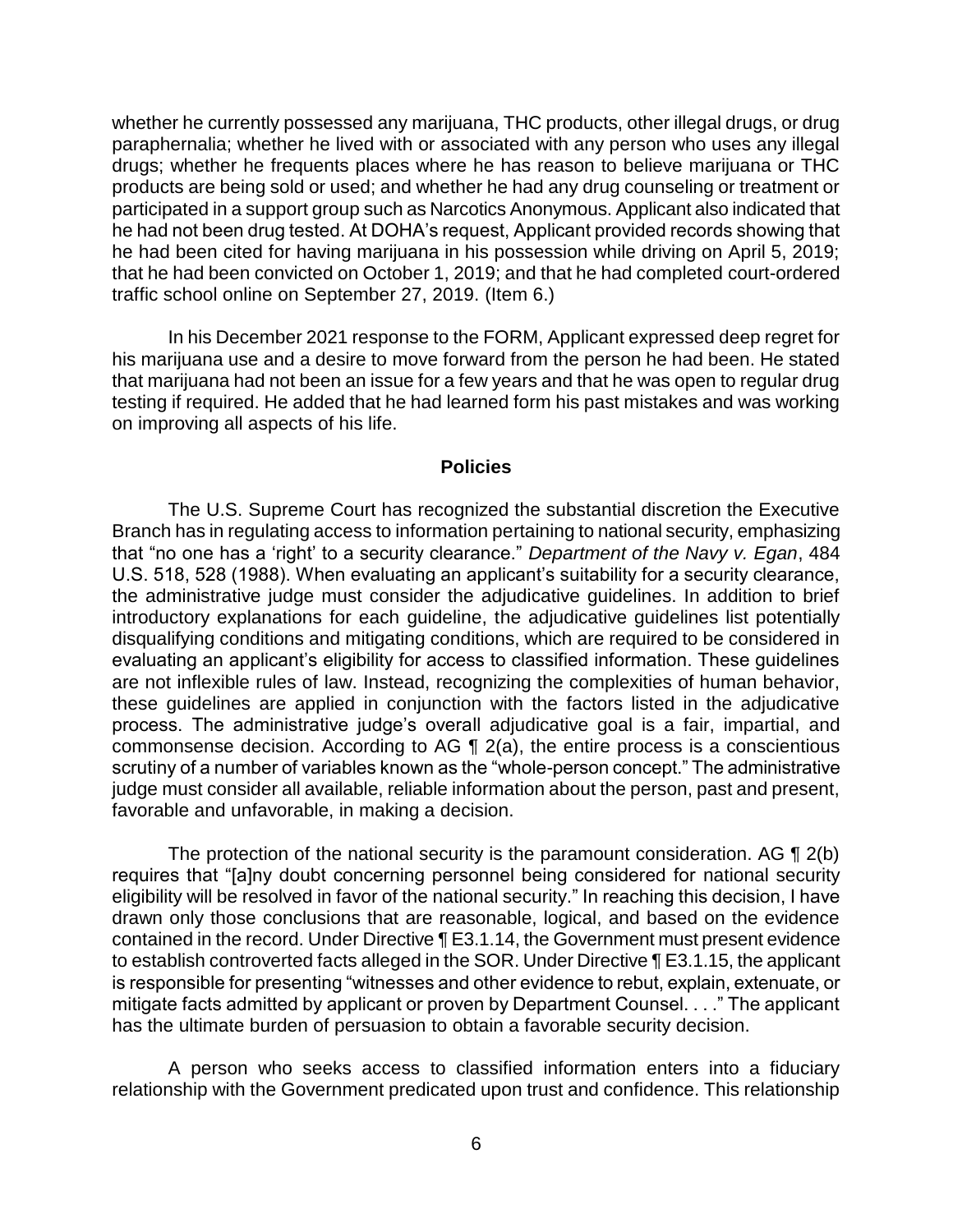whether he currently possessed any marijuana, THC products, other illegal drugs, or drug paraphernalia; whether he lived with or associated with any person who uses any illegal drugs; whether he frequents places where he has reason to believe marijuana or THC products are being sold or used; and whether he had any drug counseling or treatment or participated in a support group such as Narcotics Anonymous. Applicant also indicated that he had not been drug tested. At DOHA's request, Applicant provided records showing that he had been cited for having marijuana in his possession while driving on April 5, 2019; that he had been convicted on October 1, 2019; and that he had completed court-ordered traffic school online on September 27, 2019. (Item 6.)

In his December 2021 response to the FORM, Applicant expressed deep regret for his marijuana use and a desire to move forward from the person he had been. He stated that marijuana had not been an issue for a few years and that he was open to regular drug testing if required. He added that he had learned form his past mistakes and was working on improving all aspects of his life.

## Policies

The U.S. Supreme Court has recognized the substantial discretion the Executive Branch has in regulating access to information pertaining to national security, emphasizing that "no one has a 'right' to a security clearance." *Department of the Navy v. Egan*, 484 U.S. 518, 528 (1988). When evaluating an applicant's suitability for a security clearance, the administrative judge must consider the adjudicative guidelines. In addition to brief introductory explanations for each guideline, the adjudicative guidelines list potentially disqualifying conditions and mitigating conditions, which are required to be considered in evaluating an applicant's eligibility for access to classified information. These guidelines are not inflexible rules of law. Instead, recognizing the complexities of human behavior, these guidelines are applied in conjunction with the factors listed in the adjudicative process. The administrative judge's overall adjudicative goal is a fair, impartial, and commonsense decision. According to AG ¶ 2(a), the entire process is a conscientious scrutiny of a number of variables known as the "whole-person concept." The administrative judge must consider all available, reliable information about the person, past and present, favorable and unfavorable, in making a decision.

The protection of the national security is the paramount consideration. AG ¶ 2(b) requires that "[a]ny doubt concerning personnel being considered for national security eligibility will be resolved in favor of the national security." In reaching this decision, I have drawn only those conclusions that are reasonable, logical, and based on the evidence contained in the record. Under Directive ¶ E3.1.14, the Government must present evidence to establish controverted facts alleged in the SOR. Under Directive ¶ E3.1.15, the applicant is responsible for presenting "witnesses and other evidence to rebut, explain, extenuate, or mitigate facts admitted by applicant or proven by Department Counsel. . . ." The applicant has the ultimate burden of persuasion to obtain a favorable security decision.

A person who seeks access to classified information enters into a fiduciary relationship with the Government predicated upon trust and confidence. This relationship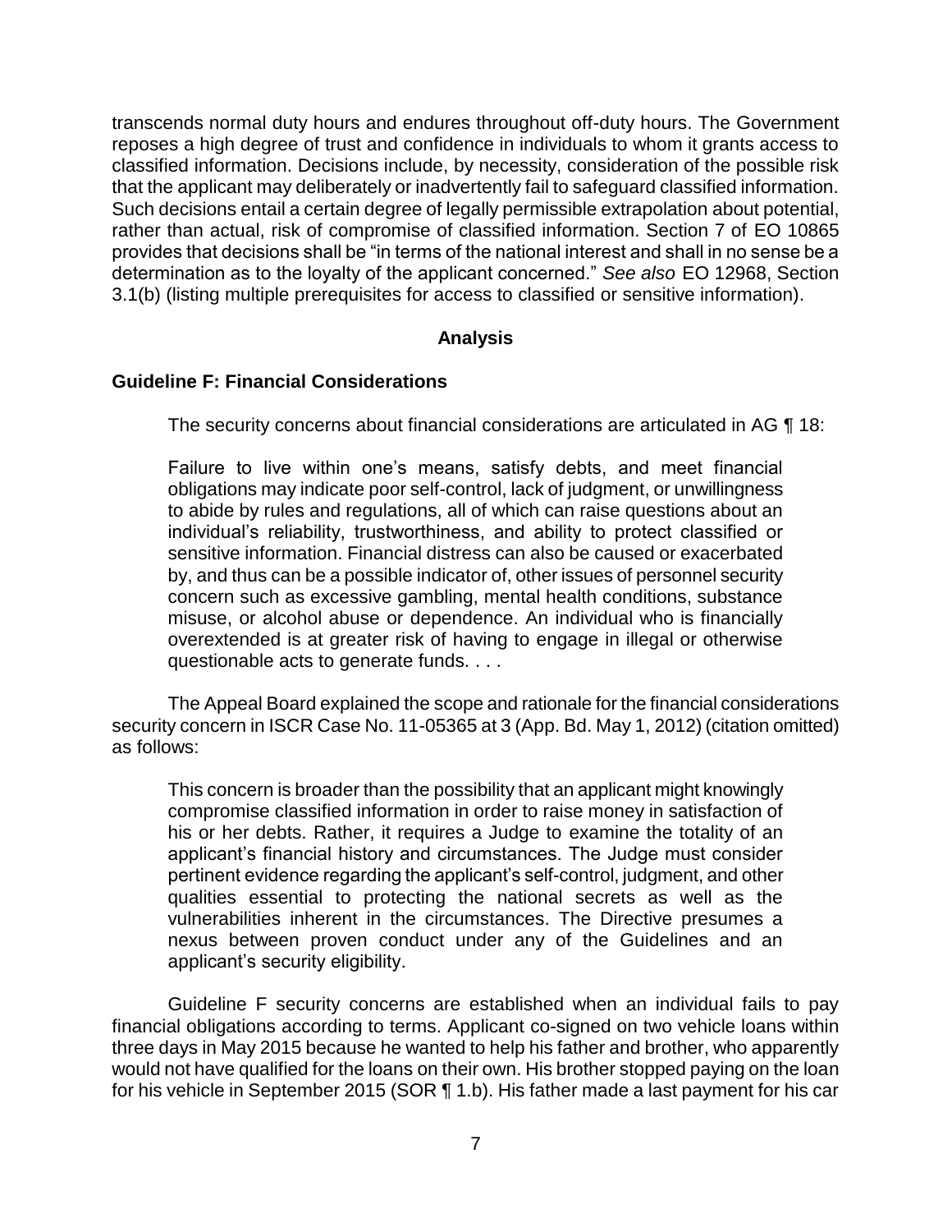transcends normal duty hours and endures throughout off-duty hours. The Government reposes a high degree of trust and confidence in individuals to whom it grants access to classified information. Decisions include, by necessity, consideration of the possible risk that the applicant may deliberately or inadvertently fail to safeguard classified information. Such decisions entail a certain degree of legally permissible extrapolation about potential, rather than actual, risk of compromise of classified information. Section 7 of EO 10865 provides that decisions shall be "in terms of the national interest and shall in no sense be a determination as to the loyalty of the applicant concerned." *See also* EO 12968, Section 3.1(b) (listing multiple prerequisites for access to classified or sensitive information).

## Analysis

### Guideline F: Financial Considerations

The security concerns about financial considerations are articulated in AG ¶ 18:

> Failure to live within one's means, satisfy debts, and meet financial obligations may indicate poor self-control, lack of judgment, or unwillingness to abide by rules and regulations, all of which can raise questions about an individual's reliability, trustworthiness, and ability to protect classified or sensitive information. Financial distress can also be caused or exacerbated by, and thus can be a possible indicator of, other issues of personnel security concern such as excessive gambling, mental health conditions, substance misuse, or alcohol abuse or dependence. An individual who is financially overextended is at greater risk of having to engage in illegal or otherwise questionable acts to generate funds. . . .

The Appeal Board explained the scope and rationale for the financial considerations security concern in ISCR Case No. 11-05365 at 3 (App. Bd. May 1, 2012) (citation omitted) as follows:

> This concern is broader than the possibility that an applicant might knowingly compromise classified information in order to raise money in satisfaction of his or her debts. Rather, it requires a Judge to examine the totality of an applicant's financial history and circumstances. The Judge must consider pertinent evidence regarding the applicant's self-control, judgment, and other qualities essential to protecting the national secrets as well as the vulnerabilities inherent in the circumstances. The Directive presumes a nexus between proven conduct under any of the Guidelines and an applicant's security eligibility.

Guideline F security concerns are established when an individual fails to pay financial obligations according to terms. Applicant co-signed on two vehicle loans within three days in May 2015 because he wanted to help his father and brother, who apparently would not have qualified for the loans on their own. His brother stopped paying on the loan for his vehicle in September 2015 (SOR ¶ 1.b). His father made a last payment for his car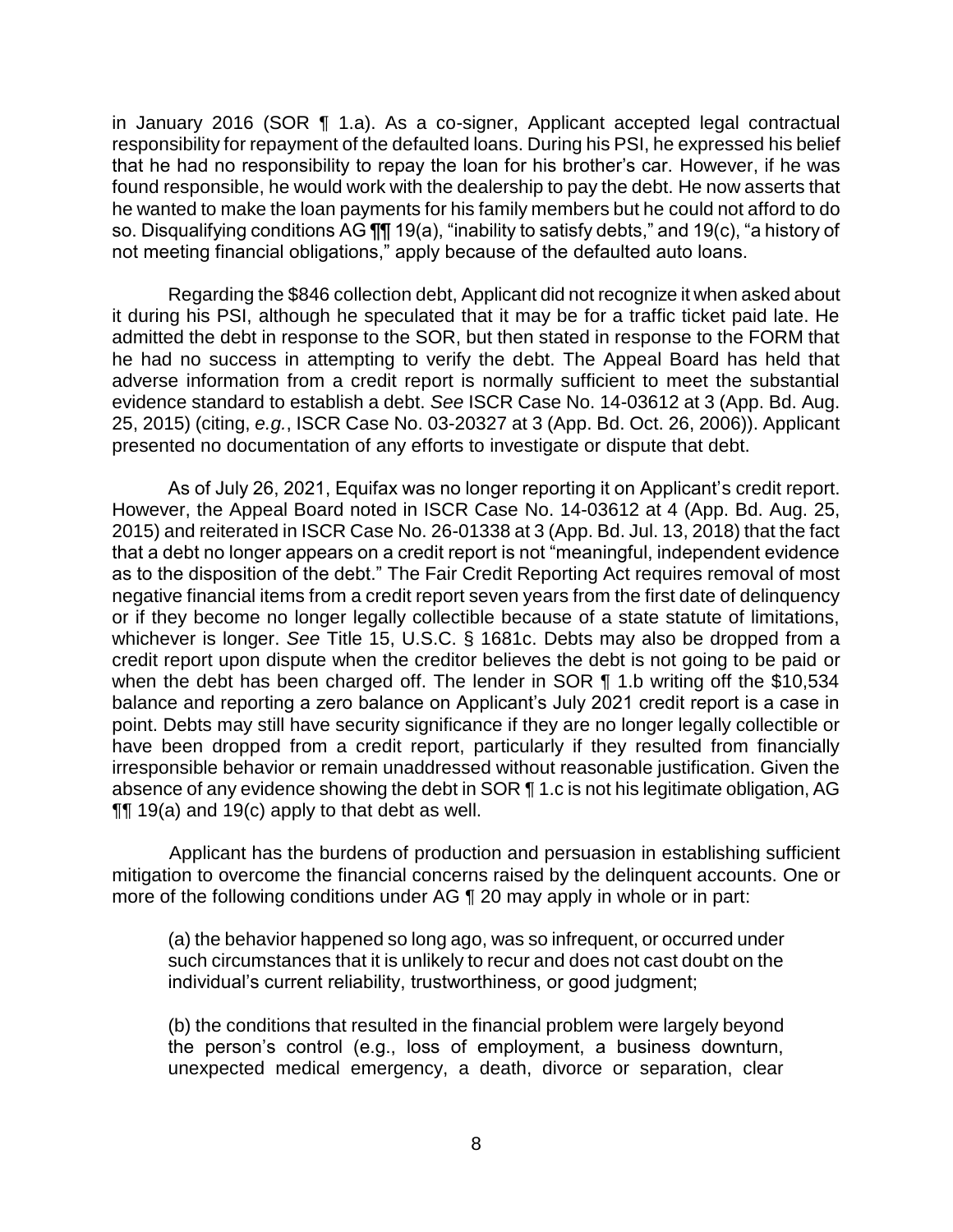in January 2016 (SOR ¶ 1.a). As a co-signer, Applicant accepted legal contractual responsibility for repayment of the defaulted loans. During his PSI, he expressed his belief that he had no responsibility to repay the loan for his brother's car. However, if he was found responsible, he would work with the dealership to pay the debt. He now asserts that he wanted to make the loan payments for his family members but he could not afford to do so. Disqualifying conditions AG ¶¶ 19(a), "inability to satisfy debts," and 19(c), "a history of not meeting financial obligations," apply because of the defaulted auto loans.

Regarding the $846 collection debt, Applicant did not recognize it when asked about it during his PSI, although he speculated that it may be for a traffic ticket paid late. He admitted the debt in response to the SOR, but then stated in response to the FORM that he had no success in attempting to verify the debt. The Appeal Board has held that adverse information from a credit report is normally sufficient to meet the substantial evidence standard to establish a debt. *See* ISCR Case No. 14-03612 at 3 (App. Bd. Aug. 25, 2015) (citing, *e.g.*, ISCR Case No. 03-20327 at 3 (App. Bd. Oct. 26, 2006)). Applicant presented no documentation of any efforts to investigate or dispute that debt.

As of July 26, 2021, Equifax was no longer reporting it on Applicant's credit report. However, the Appeal Board noted in ISCR Case No. 14-03612 at 4 (App. Bd. Aug. 25, 2015) and reiterated in ISCR Case No. 26-01338 at 3 (App. Bd. Jul. 13, 2018) that the fact that a debt no longer appears on a credit report is not "meaningful, independent evidence as to the disposition of the debt." The Fair Credit Reporting Act requires removal of most negative financial items from a credit report seven years from the first date of delinquency or if they become no longer legally collectible because of a state statute of limitations, whichever is longer. *See* Title 15, U.S.C. § 1681c. Debts may also be dropped from a credit report upon dispute when the creditor believes the debt is not going to be paid or when the debt has been charged off. The lender in SOR ¶ 1.b writing off the $10,534 balance and reporting a zero balance on Applicant's July 2021 credit report is a case in point. Debts may still have security significance if they are no longer legally collectible or have been dropped from a credit report, particularly if they resulted from financially irresponsible behavior or remain unaddressed without reasonable justification. Given the absence of any evidence showing the debt in SOR ¶ 1.c is not his legitimate obligation, AG ¶¶ 19(a) and 19(c) apply to that debt as well.

Applicant has the burdens of production and persuasion in establishing sufficient mitigation to overcome the financial concerns raised by the delinquent accounts. One or more of the following conditions under AG ¶ 20 may apply in whole or in part:

> (a) the behavior happened so long ago, was so infrequent, or occurred under such circumstances that it is unlikely to recur and does not cast doubt on the individual's current reliability, trustworthiness, or good judgment;
>
> (b) the conditions that resulted in the financial problem were largely beyond the person's control (e.g., loss of employment, a business downturn, unexpected medical emergency, a death, divorce or separation, clear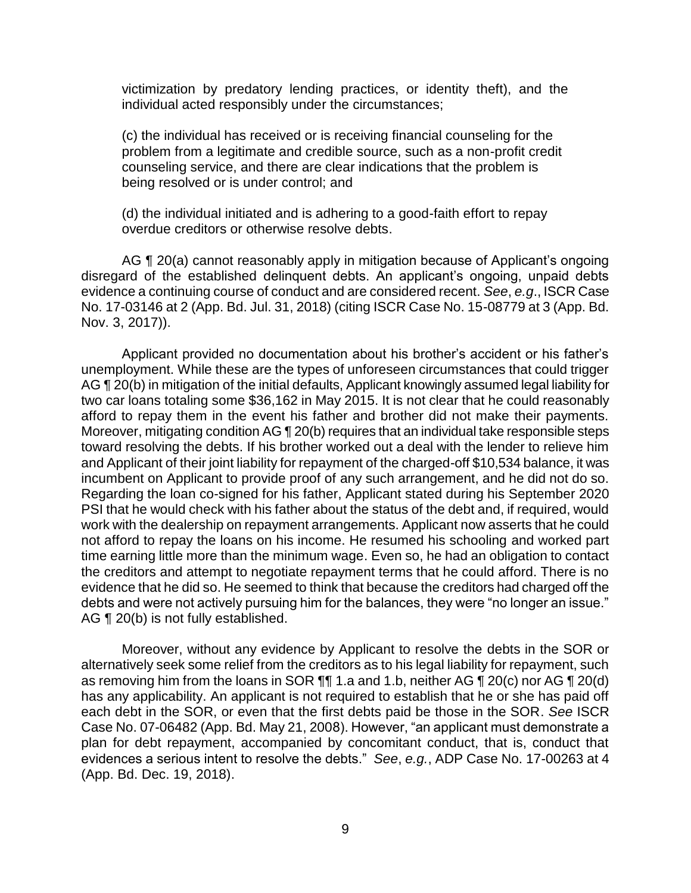victimization by predatory lending practices, or identity theft), and the individual acted responsibly under the circumstances;

(c) the individual has received or is receiving financial counseling for the problem from a legitimate and credible source, such as a non-profit credit counseling service, and there are clear indications that the problem is being resolved or is under control; and

(d) the individual initiated and is adhering to a good-faith effort to repay overdue creditors or otherwise resolve debts.

AG ¶ 20(a) cannot reasonably apply in mitigation because of Applicant's ongoing disregard of the established delinquent debts. An applicant's ongoing, unpaid debts evidence a continuing course of conduct and are considered recent. *See*, *e.g*., ISCR Case No. 17-03146 at 2 (App. Bd. Jul. 31, 2018) (citing ISCR Case No. 15-08779 at 3 (App. Bd. Nov. 3, 2017)).

Applicant provided no documentation about his brother's accident or his father's unemployment. While these are the types of unforeseen circumstances that could trigger AG ¶ 20(b) in mitigation of the initial defaults, Applicant knowingly assumed legal liability for two car loans totaling some $36,162 in May 2015. It is not clear that he could reasonably afford to repay them in the event his father and brother did not make their payments. Moreover, mitigating condition AG ¶ 20(b) requires that an individual take responsible steps toward resolving the debts. If his brother worked out a deal with the lender to relieve him and Applicant of their joint liability for repayment of the charged-off $10,534 balance, it was incumbent on Applicant to provide proof of any such arrangement, and he did not do so. Regarding the loan co-signed for his father, Applicant stated during his September 2020 PSI that he would check with his father about the status of the debt and, if required, would work with the dealership on repayment arrangements. Applicant now asserts that he could not afford to repay the loans on his income. He resumed his schooling and worked part time earning little more than the minimum wage. Even so, he had an obligation to contact the creditors and attempt to negotiate repayment terms that he could afford. There is no evidence that he did so. He seemed to think that because the creditors had charged off the debts and were not actively pursuing him for the balances, they were "no longer an issue." AG ¶ 20(b) is not fully established.

Moreover, without any evidence by Applicant to resolve the debts in the SOR or alternatively seek some relief from the creditors as to his legal liability for repayment, such as removing him from the loans in SOR ¶¶ 1.a and 1.b, neither AG ¶ 20(c) nor AG ¶ 20(d) has any applicability. An applicant is not required to establish that he or she has paid off each debt in the SOR, or even that the first debts paid be those in the SOR. *See* ISCR Case No. 07-06482 (App. Bd. May 21, 2008). However, "an applicant must demonstrate a plan for debt repayment, accompanied by concomitant conduct, that is, conduct that evidences a serious intent to resolve the debts." *See*, *e.g.*, ADP Case No. 17-00263 at 4 (App. Bd. Dec. 19, 2018).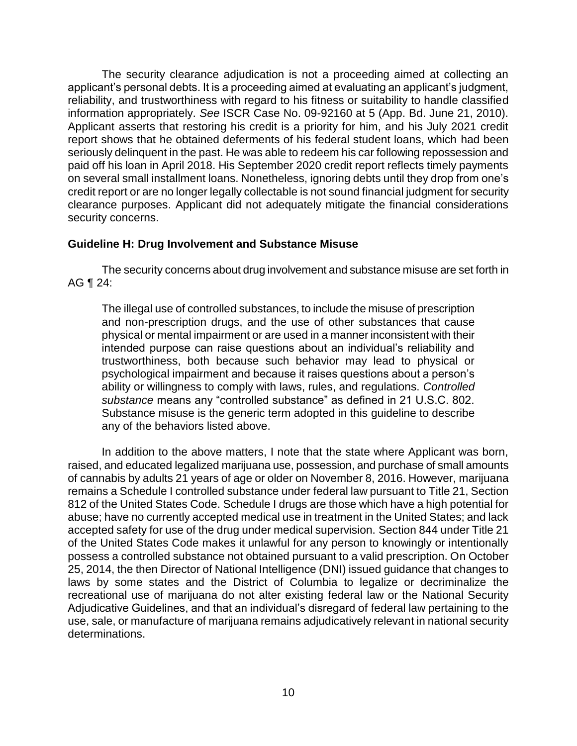The security clearance adjudication is not a proceeding aimed at collecting an applicant's personal debts. It is a proceeding aimed at evaluating an applicant's judgment, reliability, and trustworthiness with regard to his fitness or suitability to handle classified information appropriately. *See* ISCR Case No. 09-92160 at 5 (App. Bd. June 21, 2010). Applicant asserts that restoring his credit is a priority for him, and his July 2021 credit report shows that he obtained deferments of his federal student loans, which had been seriously delinquent in the past. He was able to redeem his car following repossession and paid off his loan in April 2018. His September 2020 credit report reflects timely payments on several small installment loans. Nonetheless, ignoring debts until they drop from one's credit report or are no longer legally collectable is not sound financial judgment for security clearance purposes. Applicant did not adequately mitigate the financial considerations security concerns.

**Guideline H: Drug Involvement and Substance Misuse**

The security concerns about drug involvement and substance misuse are set forth in AG ¶ 24:

> The illegal use of controlled substances, to include the misuse of prescription and non-prescription drugs, and the use of other substances that cause physical or mental impairment or are used in a manner inconsistent with their intended purpose can raise questions about an individual's reliability and trustworthiness, both because such behavior may lead to physical or psychological impairment and because it raises questions about a person's ability or willingness to comply with laws, rules, and regulations. *Controlled substance* means any "controlled substance" as defined in 21 U.S.C. 802. Substance misuse is the generic term adopted in this guideline to describe any of the behaviors listed above.

In addition to the above matters, I note that the state where Applicant was born, raised, and educated legalized marijuana use, possession, and purchase of small amounts of cannabis by adults 21 years of age or older on November 8, 2016. However, marijuana remains a Schedule I controlled substance under federal law pursuant to Title 21, Section 812 of the United States Code. Schedule I drugs are those which have a high potential for abuse; have no currently accepted medical use in treatment in the United States; and lack accepted safety for use of the drug under medical supervision. Section 844 under Title 21 of the United States Code makes it unlawful for any person to knowingly or intentionally possess a controlled substance not obtained pursuant to a valid prescription. On October 25, 2014, the then Director of National Intelligence (DNI) issued guidance that changes to laws by some states and the District of Columbia to legalize or decriminalize the recreational use of marijuana do not alter existing federal law or the National Security Adjudicative Guidelines, and that an individual's disregard of federal law pertaining to the use, sale, or manufacture of marijuana remains adjudicatively relevant in national security determinations.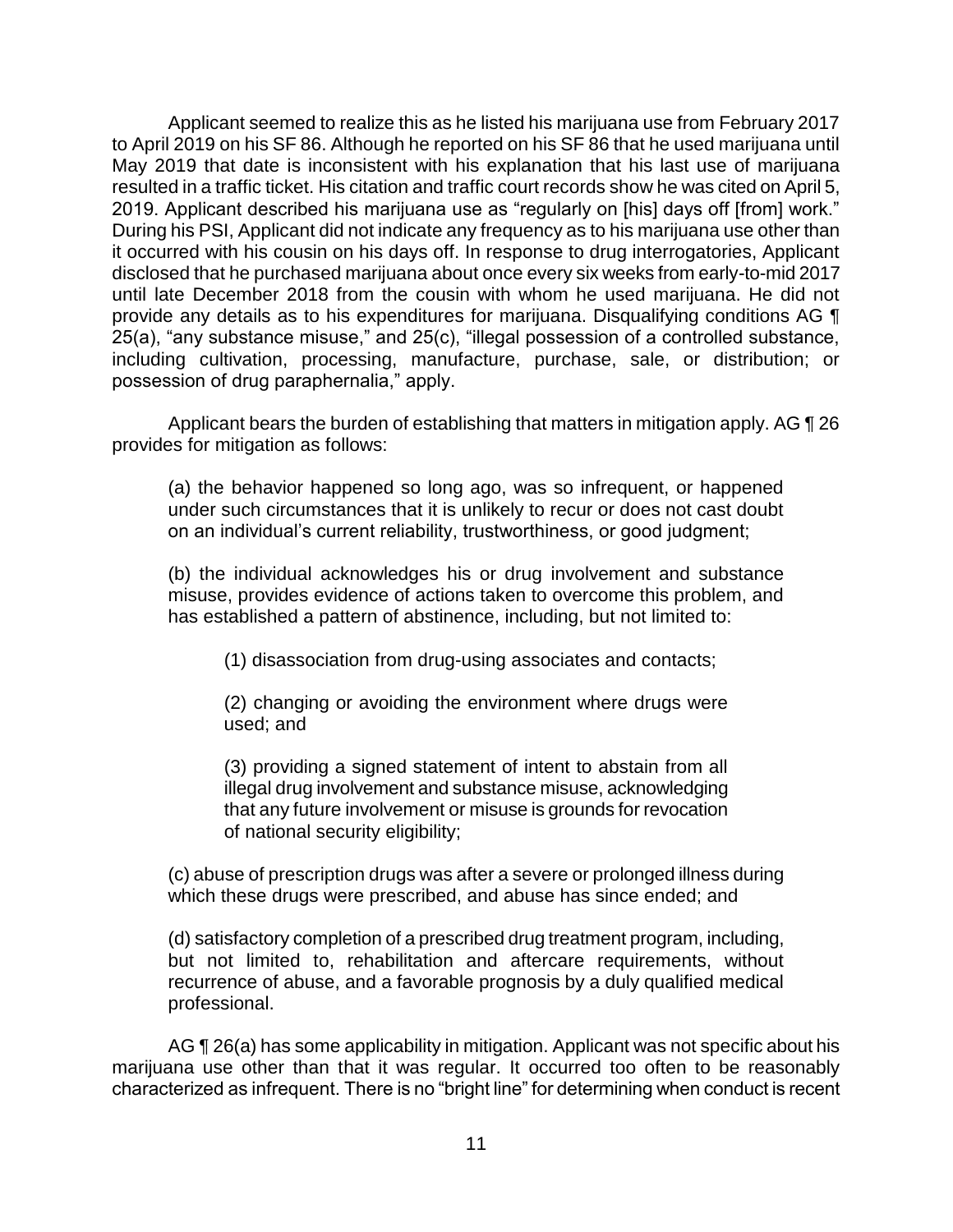Applicant seemed to realize this as he listed his marijuana use from February 2017 to April 2019 on his SF 86. Although he reported on his SF 86 that he used marijuana until May 2019 that date is inconsistent with his explanation that his last use of marijuana resulted in a traffic ticket. His citation and traffic court records show he was cited on April 5, 2019. Applicant described his marijuana use as "regularly on [his] days off [from] work." During his PSI, Applicant did not indicate any frequency as to his marijuana use other than it occurred with his cousin on his days off. In response to drug interrogatories, Applicant disclosed that he purchased marijuana about once every six weeks from early-to-mid 2017 until late December 2018 from the cousin with whom he used marijuana. He did not provide any details as to his expenditures for marijuana. Disqualifying conditions AG ¶ 25(a), "any substance misuse," and 25(c), "illegal possession of a controlled substance, including cultivation, processing, manufacture, purchase, sale, or distribution; or possession of drug paraphernalia," apply.

Applicant bears the burden of establishing that matters in mitigation apply. AG ¶ 26 provides for mitigation as follows:

> (a) the behavior happened so long ago, was so infrequent, or happened under such circumstances that it is unlikely to recur or does not cast doubt on an individual's current reliability, trustworthiness, or good judgment;
>
> (b) the individual acknowledges his or drug involvement and substance misuse, provides evidence of actions taken to overcome this problem, and has established a pattern of abstinence, including, but not limited to:
>
> > (1) disassociation from drug-using associates and contacts;
> >
> > (2) changing or avoiding the environment where drugs were used; and
> >
> > (3) providing a signed statement of intent to abstain from all illegal drug involvement and substance misuse, acknowledging that any future involvement or misuse is grounds for revocation of national security eligibility;
>
> (c) abuse of prescription drugs was after a severe or prolonged illness during which these drugs were prescribed, and abuse has since ended; and
>
> (d) satisfactory completion of a prescribed drug treatment program, including, but not limited to, rehabilitation and aftercare requirements, without recurrence of abuse, and a favorable prognosis by a duly qualified medical professional.

AG ¶ 26(a) has some applicability in mitigation. Applicant was not specific about his marijuana use other than that it was regular. It occurred too often to be reasonably characterized as infrequent. There is no "bright line" for determining when conduct is recent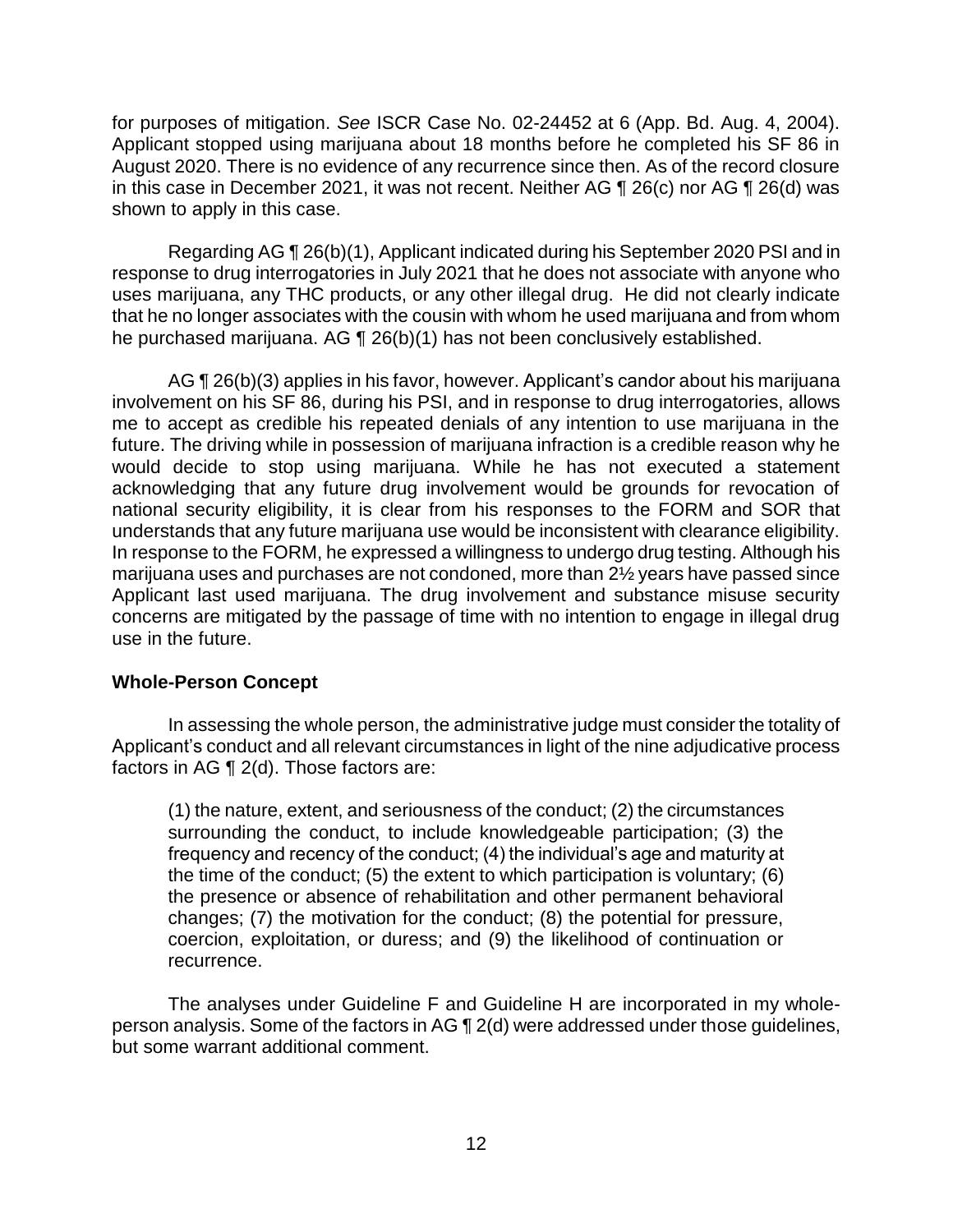for purposes of mitigation. *See* ISCR Case No. 02-24452 at 6 (App. Bd. Aug. 4, 2004). Applicant stopped using marijuana about 18 months before he completed his SF 86 in August 2020. There is no evidence of any recurrence since then. As of the record closure in this case in December 2021, it was not recent. Neither AG ¶ 26(c) nor AG ¶ 26(d) was shown to apply in this case.

Regarding AG ¶ 26(b)(1), Applicant indicated during his September 2020 PSI and in response to drug interrogatories in July 2021 that he does not associate with anyone who uses marijuana, any THC products, or any other illegal drug. He did not clearly indicate that he no longer associates with the cousin with whom he used marijuana and from whom he purchased marijuana. AG ¶ 26(b)(1) has not been conclusively established.

AG ¶ 26(b)(3) applies in his favor, however. Applicant's candor about his marijuana involvement on his SF 86, during his PSI, and in response to drug interrogatories, allows me to accept as credible his repeated denials of any intention to use marijuana in the future. The driving while in possession of marijuana infraction is a credible reason why he would decide to stop using marijuana. While he has not executed a statement acknowledging that any future drug involvement would be grounds for revocation of national security eligibility, it is clear from his responses to the FORM and SOR that understands that any future marijuana use would be inconsistent with clearance eligibility. In response to the FORM, he expressed a willingness to undergo drug testing. Although his marijuana uses and purchases are not condoned, more than 2½ years have passed since Applicant last used marijuana. The drug involvement and substance misuse security concerns are mitigated by the passage of time with no intention to engage in illegal drug use in the future.

## Whole-Person Concept

In assessing the whole person, the administrative judge must consider the totality of Applicant's conduct and all relevant circumstances in light of the nine adjudicative process factors in AG ¶ 2(d). Those factors are:

> (1) the nature, extent, and seriousness of the conduct; (2) the circumstances surrounding the conduct, to include knowledgeable participation; (3) the frequency and recency of the conduct; (4) the individual's age and maturity at the time of the conduct; (5) the extent to which participation is voluntary; (6) the presence or absence of rehabilitation and other permanent behavioral changes; (7) the motivation for the conduct; (8) the potential for pressure, coercion, exploitation, or duress; and (9) the likelihood of continuation or recurrence.

The analyses under Guideline F and Guideline H are incorporated in my whole-person analysis. Some of the factors in AG ¶ 2(d) were addressed under those guidelines, but some warrant additional comment.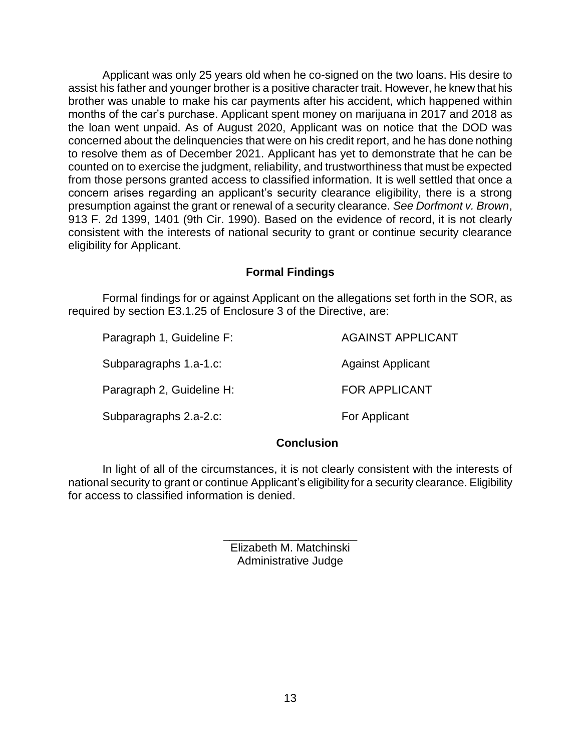Applicant was only 25 years old when he co-signed on the two loans. His desire to assist his father and younger brother is a positive character trait. However, he knew that his brother was unable to make his car payments after his accident, which happened within months of the car's purchase. Applicant spent money on marijuana in 2017 and 2018 as the loan went unpaid. As of August 2020, Applicant was on notice that the DOD was concerned about the delinquencies that were on his credit report, and he has done nothing to resolve them as of December 2021. Applicant has yet to demonstrate that he can be counted on to exercise the judgment, reliability, and trustworthiness that must be expected from those persons granted access to classified information. It is well settled that once a concern arises regarding an applicant's security clearance eligibility, there is a strong presumption against the grant or renewal of a security clearance. *See Dorfmont v. Brown*, 913 F. 2d 1399, 1401 (9th Cir. 1990). Based on the evidence of record, it is not clearly consistent with the interests of national security to grant or continue security clearance eligibility for Applicant.

## Formal Findings

Formal findings for or against Applicant on the allegations set forth in the SOR, as required by section E3.1.25 of Enclosure 3 of the Directive, are:

| | |
|---|---|
| Paragraph 1, Guideline F: | AGAINST APPLICANT |
| Subparagraphs 1.a-1.c: | Against Applicant |
| Paragraph 2, Guideline H: | FOR APPLICANT |
| Subparagraphs 2.a-2.c: | For Applicant |

## Conclusion

In light of all of the circumstances, it is not clearly consistent with the interests of national security to grant or continue Applicant's eligibility for a security clearance. Eligibility for access to classified information is denied.

______________________
Elizabeth M. Matchinski
Administrative Judge